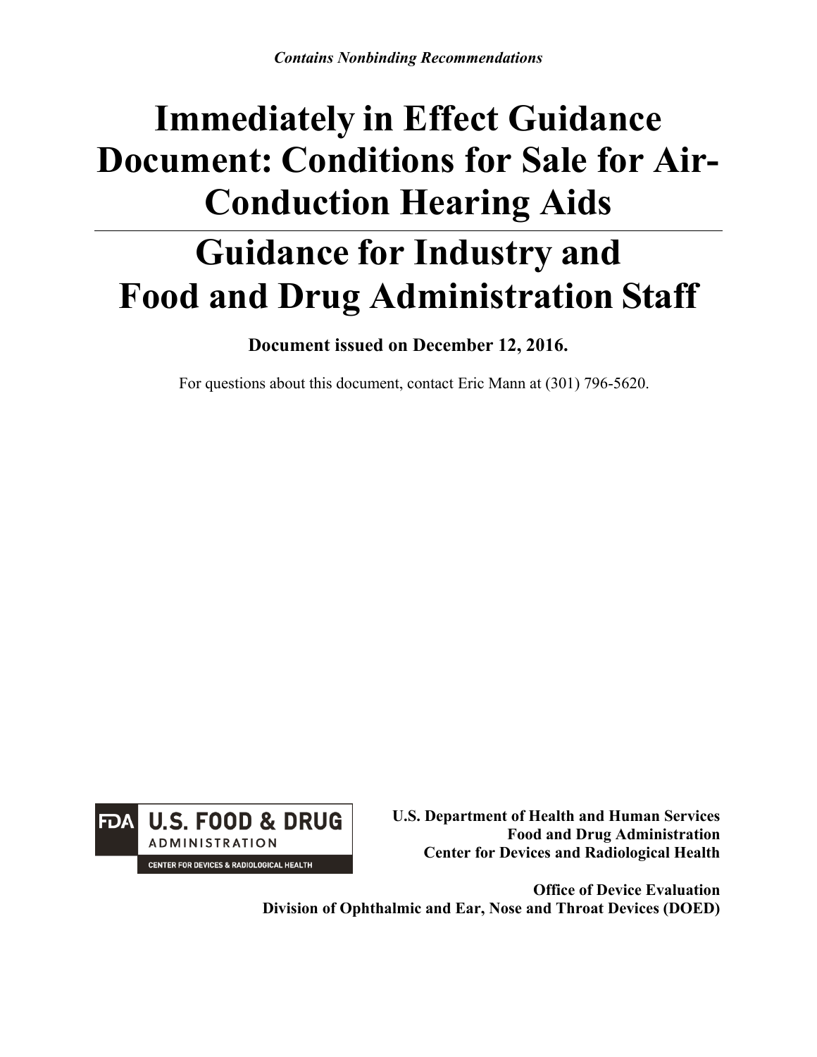*Contains Nonbinding Recommendations*

# Immediately in Effect Guidance Document: Conditions for Sale for Air-Conduction Hearing Aids

# Guidance for Industry and Food and Drug Administration Staff

**Document issued on December 12, 2016.**

For questions about this document, contact Eric Mann at (301) 796-5620.

**U.S. Department of Health and Human Services**
**Food and Drug Administration**
**Center for Devices and Radiological Health**

**Office of Device Evaluation**
**Division of Ophthalmic and Ear, Nose and Throat Devices (DOED)**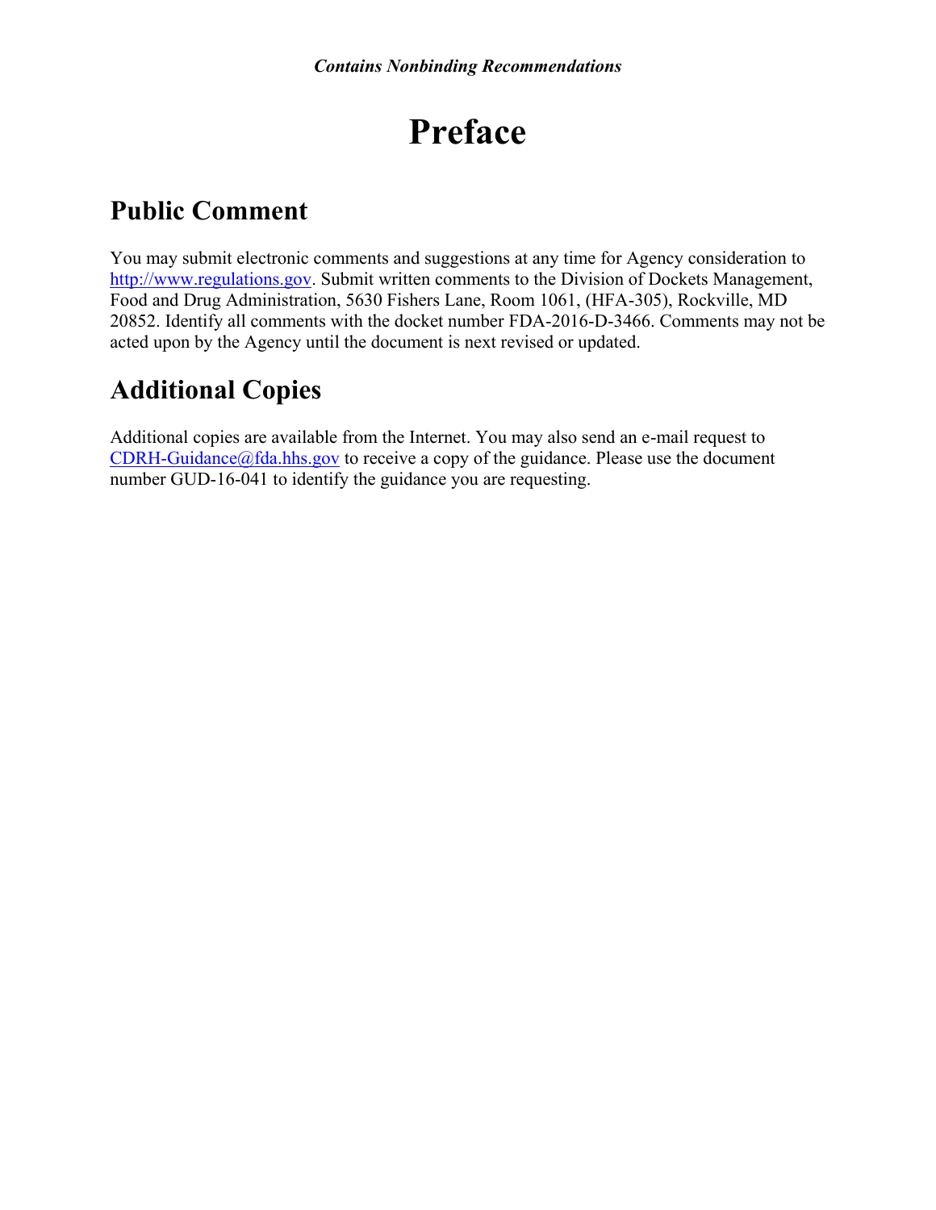# Preface

## Public Comment

You may submit electronic comments and suggestions at any time for Agency consideration to http://www.regulations.gov. Submit written comments to the Division of Dockets Management, Food and Drug Administration, 5630 Fishers Lane, Room 1061, (HFA-305), Rockville, MD 20852. Identify all comments with the docket number FDA-2016-D-3466. Comments may not be acted upon by the Agency until the document is next revised or updated.

## Additional Copies

Additional copies are available from the Internet. You may also send an e-mail request to CDRH-Guidance@fda.hhs.gov to receive a copy of the guidance. Please use the document number GUD-16-041 to identify the guidance you are requesting.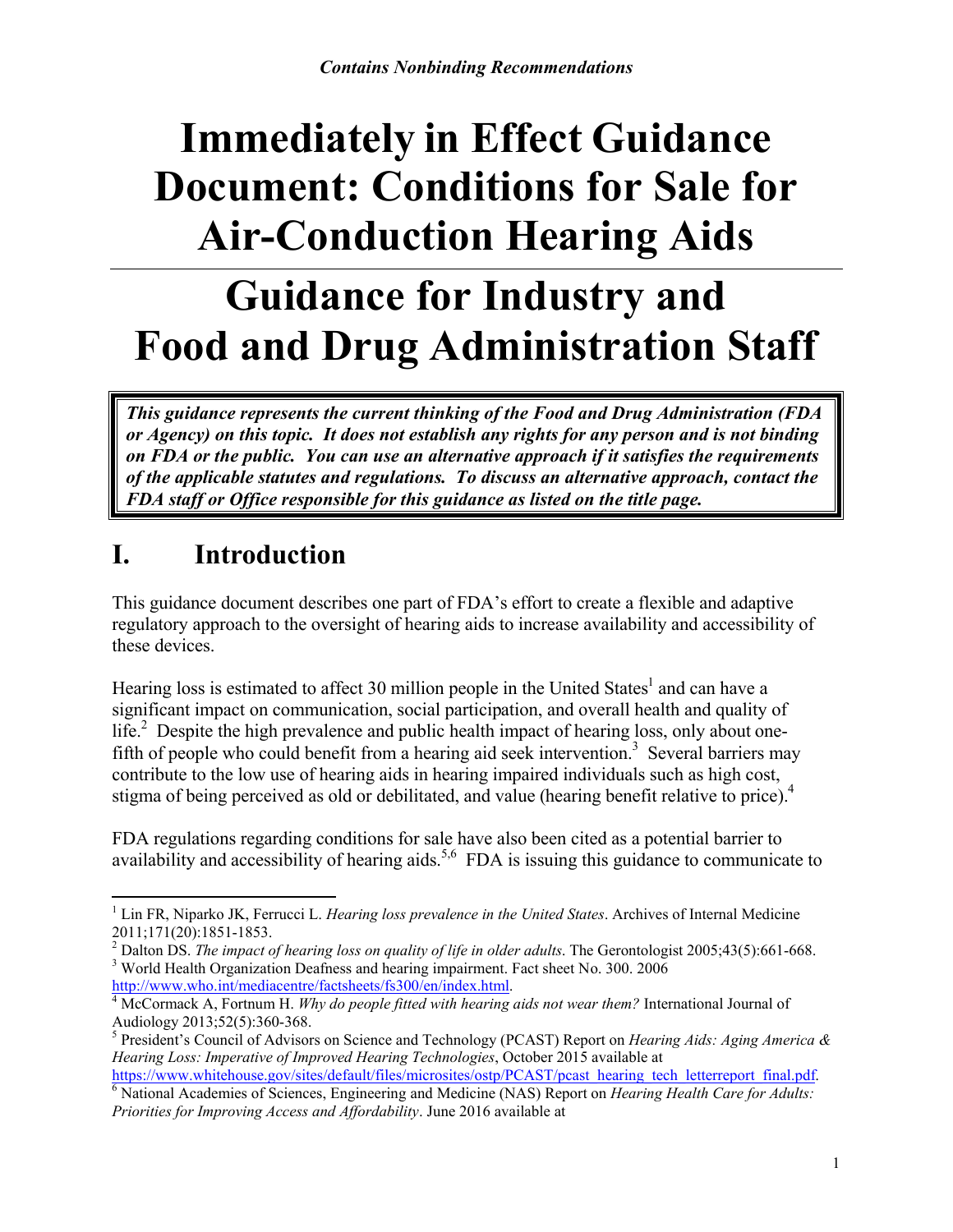*Contains Nonbinding Recommendations*

# Immediately in Effect Guidance Document: Conditions for Sale for Air-Conduction Hearing Aids

# Guidance for Industry and Food and Drug Administration Staff

> ***This guidance represents the current thinking of the Food and Drug Administration (FDA or Agency) on this topic. It does not establish any rights for any person and is not binding on FDA or the public. You can use an alternative approach if it satisfies the requirements of the applicable statutes and regulations. To discuss an alternative approach, contact the FDA staff or Office responsible for this guidance as listed on the title page.***

## I. Introduction

This guidance document describes one part of FDA's effort to create a flexible and adaptive regulatory approach to the oversight of hearing aids to increase availability and accessibility of these devices.

Hearing loss is estimated to affect 30 million people in the United States[1] and can have a significant impact on communication, social participation, and overall health and quality of life.[2] Despite the high prevalence and public health impact of hearing loss, only about one-fifth of people who could benefit from a hearing aid seek intervention.[3] Several barriers may contribute to the low use of hearing aids in hearing impaired individuals such as high cost, stigma of being perceived as old or debilitated, and value (hearing benefit relative to price).[4]

FDA regulations regarding conditions for sale have also been cited as a potential barrier to availability and accessibility of hearing aids.[5,6] FDA is issuing this guidance to communicate to

---

[1] Lin FR, Niparko JK, Ferrucci L. *Hearing loss prevalence in the United States*. Archives of Internal Medicine 2011;171(20):1851-1853.

[2] Dalton DS. *The impact of hearing loss on quality of life in older adults*. The Gerontologist 2005;43(5):661-668.

[3] World Health Organization Deafness and hearing impairment. Fact sheet No. 300. 2006 http://www.who.int/mediacentre/factsheets/fs300/en/index.html.

[4] McCormack A, Fortnum H. *Why do people fitted with hearing aids not wear them?* International Journal of Audiology 2013;52(5):360-368.

[5] President's Council of Advisors on Science and Technology (PCAST) Report on *Hearing Aids: Aging America & Hearing Loss: Imperative of Improved Hearing Technologies*, October 2015 available at https://www.whitehouse.gov/sites/default/files/microsites/ostp/PCAST/pcast_hearing_tech_letterreport_final.pdf.

[6] National Academies of Sciences, Engineering and Medicine (NAS) Report on *Hearing Health Care for Adults: Priorities for Improving Access and Affordability*. June 2016 available at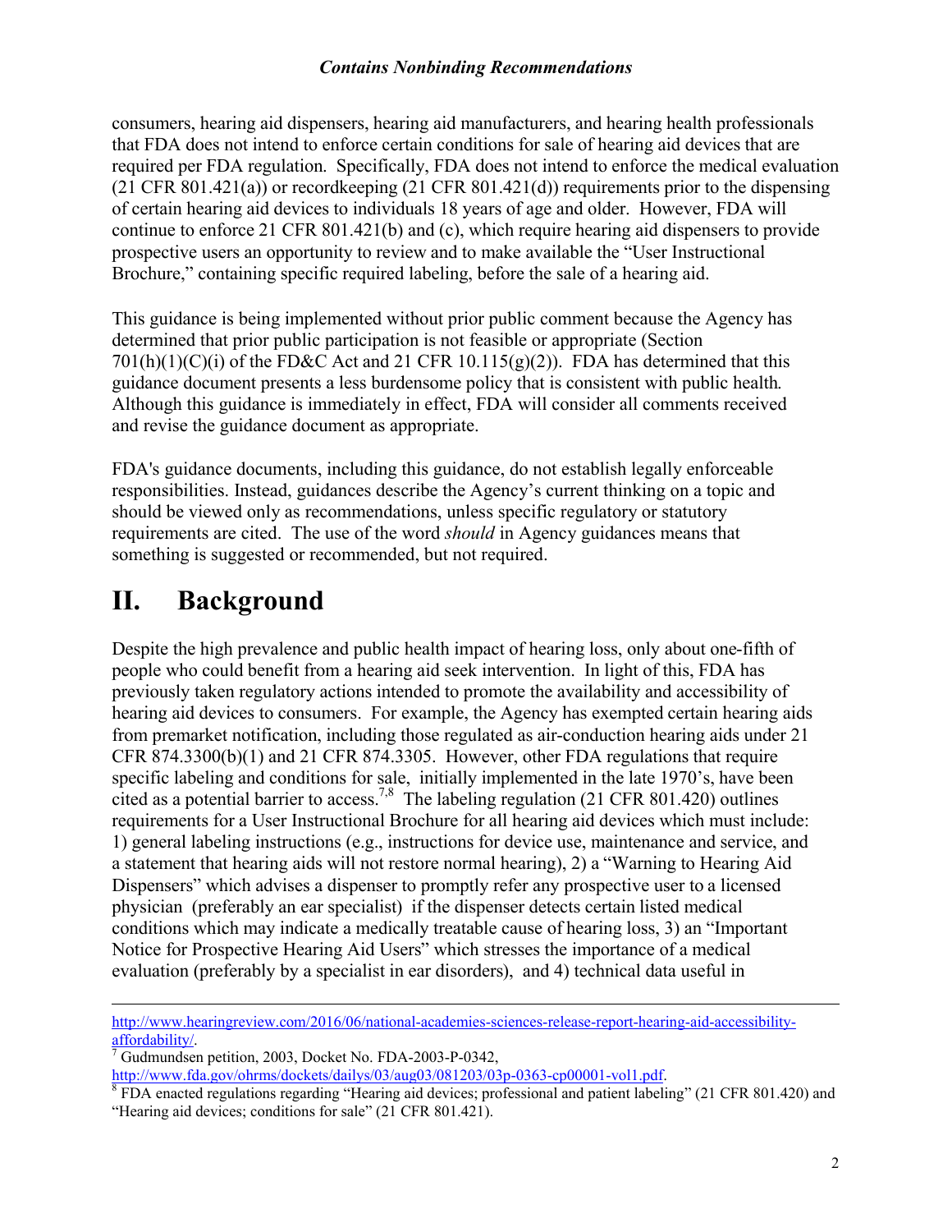consumers, hearing aid dispensers, hearing aid manufacturers, and hearing health professionals that FDA does not intend to enforce certain conditions for sale of hearing aid devices that are required per FDA regulation. Specifically, FDA does not intend to enforce the medical evaluation (21 CFR 801.421(a)) or recordkeeping (21 CFR 801.421(d)) requirements prior to the dispensing of certain hearing aid devices to individuals 18 years of age and older. However, FDA will continue to enforce 21 CFR 801.421(b) and (c), which require hearing aid dispensers to provide prospective users an opportunity to review and to make available the "User Instructional Brochure," containing specific required labeling, before the sale of a hearing aid.

This guidance is being implemented without prior public comment because the Agency has determined that prior public participation is not feasible or appropriate (Section 701(h)(1)(C)(i) of the FD&C Act and 21 CFR 10.115(g)(2)). FDA has determined that this guidance document presents a less burdensome policy that is consistent with public health. Although this guidance is immediately in effect, FDA will consider all comments received and revise the guidance document as appropriate.

FDA's guidance documents, including this guidance, do not establish legally enforceable responsibilities. Instead, guidances describe the Agency's current thinking on a topic and should be viewed only as recommendations, unless specific regulatory or statutory requirements are cited. The use of the word *should* in Agency guidances means that something is suggested or recommended, but not required.

# II. Background

Despite the high prevalence and public health impact of hearing loss, only about one-fifth of people who could benefit from a hearing aid seek intervention. In light of this, FDA has previously taken regulatory actions intended to promote the availability and accessibility of hearing aid devices to consumers. For example, the Agency has exempted certain hearing aids from premarket notification, including those regulated as air-conduction hearing aids under 21 CFR 874.3300(b)(1) and 21 CFR 874.3305. However, other FDA regulations that require specific labeling and conditions for sale, initially implemented in the late 1970's, have been cited as a potential barrier to access.[7,8] The labeling regulation (21 CFR 801.420) outlines requirements for a User Instructional Brochure for all hearing aid devices which must include: 1) general labeling instructions (e.g., instructions for device use, maintenance and service, and a statement that hearing aids will not restore normal hearing), 2) a "Warning to Hearing Aid Dispensers" which advises a dispenser to promptly refer any prospective user to a licensed physician (preferably an ear specialist) if the dispenser detects certain listed medical conditions which may indicate a medically treatable cause of hearing loss, 3) an "Important Notice for Prospective Hearing Aid Users" which stresses the importance of a medical evaluation (preferably by a specialist in ear disorders), and 4) technical data useful in

---

http://www.hearingreview.com/2016/06/national-academies-sciences-release-report-hearing-aid-accessibility-affordability/.

[7] Gudmundsen petition, 2003, Docket No. FDA-2003-P-0342, http://www.fda.gov/ohrms/dockets/dailys/03/aug03/081203/03p-0363-cp00001-vol1.pdf.

[8] FDA enacted regulations regarding "Hearing aid devices; professional and patient labeling" (21 CFR 801.420) and "Hearing aid devices; conditions for sale" (21 CFR 801.421).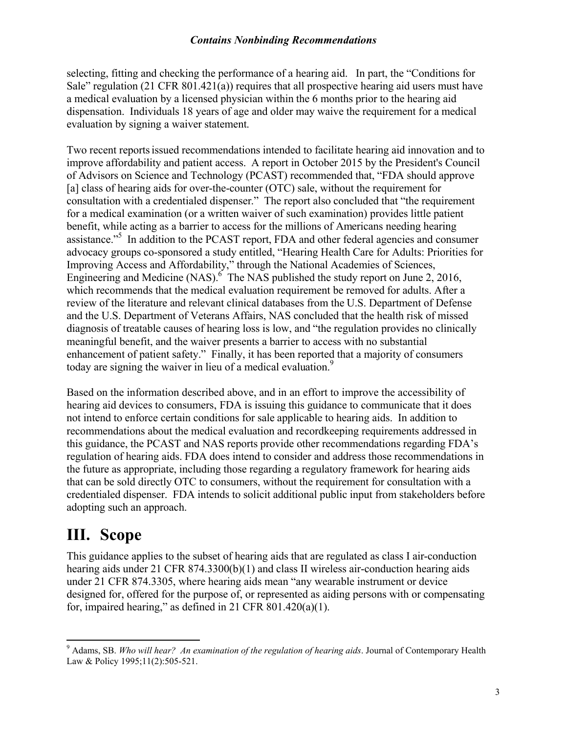selecting, fitting and checking the performance of a hearing aid. In part, the "Conditions for Sale" regulation (21 CFR 801.421(a)) requires that all prospective hearing aid users must have a medical evaluation by a licensed physician within the 6 months prior to the hearing aid dispensation. Individuals 18 years of age and older may waive the requirement for a medical evaluation by signing a waiver statement.

Two recent reports issued recommendations intended to facilitate hearing aid innovation and to improve affordability and patient access. A report in October 2015 by the President's Council of Advisors on Science and Technology (PCAST) recommended that, "FDA should approve [a] class of hearing aids for over-the-counter (OTC) sale, without the requirement for consultation with a credentialed dispenser." The report also concluded that "the requirement for a medical examination (or a written waiver of such examination) provides little patient benefit, while acting as a barrier to access for the millions of Americans needing hearing assistance."[5] In addition to the PCAST report, FDA and other federal agencies and consumer advocacy groups co-sponsored a study entitled, "Hearing Health Care for Adults: Priorities for Improving Access and Affordability," through the National Academies of Sciences, Engineering and Medicine (NAS).[6] The NAS published the study report on June 2, 2016, which recommends that the medical evaluation requirement be removed for adults. After a review of the literature and relevant clinical databases from the U.S. Department of Defense and the U.S. Department of Veterans Affairs, NAS concluded that the health risk of missed diagnosis of treatable causes of hearing loss is low, and "the regulation provides no clinically meaningful benefit, and the waiver presents a barrier to access with no substantial enhancement of patient safety." Finally, it has been reported that a majority of consumers today are signing the waiver in lieu of a medical evaluation.[9]

Based on the information described above, and in an effort to improve the accessibility of hearing aid devices to consumers, FDA is issuing this guidance to communicate that it does not intend to enforce certain conditions for sale applicable to hearing aids. In addition to recommendations about the medical evaluation and recordkeeping requirements addressed in this guidance, the PCAST and NAS reports provide other recommendations regarding FDA's regulation of hearing aids. FDA does intend to consider and address those recommendations in the future as appropriate, including those regarding a regulatory framework for hearing aids that can be sold directly OTC to consumers, without the requirement for consultation with a credentialed dispenser. FDA intends to solicit additional public input from stakeholders before adopting such an approach.

# III. Scope

This guidance applies to the subset of hearing aids that are regulated as class I air-conduction hearing aids under 21 CFR 874.3300(b)(1) and class II wireless air-conduction hearing aids under 21 CFR 874.3305, where hearing aids mean "any wearable instrument or device designed for, offered for the purpose of, or represented as aiding persons with or compensating for, impaired hearing," as defined in 21 CFR 801.420(a)(1).

---

[9] Adams, SB. *Who will hear? An examination of the regulation of hearing aids*. Journal of Contemporary Health Law & Policy 1995;11(2):505-521.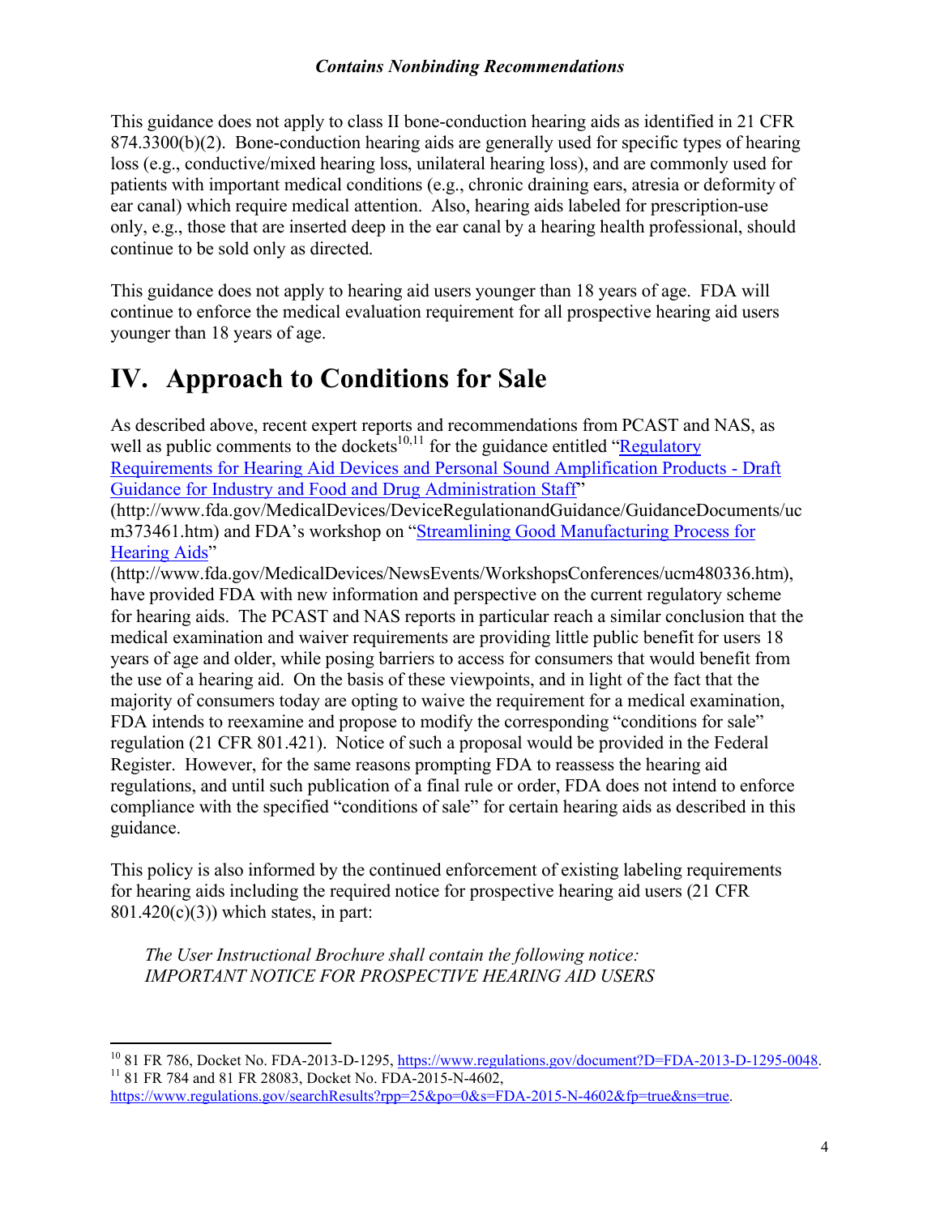This guidance does not apply to class II bone-conduction hearing aids as identified in 21 CFR 874.3300(b)(2). Bone-conduction hearing aids are generally used for specific types of hearing loss (e.g., conductive/mixed hearing loss, unilateral hearing loss), and are commonly used for patients with important medical conditions (e.g., chronic draining ears, atresia or deformity of ear canal) which require medical attention. Also, hearing aids labeled for prescription-use only, e.g., those that are inserted deep in the ear canal by a hearing health professional, should continue to be sold only as directed.

This guidance does not apply to hearing aid users younger than 18 years of age. FDA will continue to enforce the medical evaluation requirement for all prospective hearing aid users younger than 18 years of age.

# IV. Approach to Conditions for Sale

As described above, recent expert reports and recommendations from PCAST and NAS, as well as public comments to the dockets[10,11] for the guidance entitled "Regulatory Requirements for Hearing Aid Devices and Personal Sound Amplification Products - Draft Guidance for Industry and Food and Drug Administration Staff" (http://www.fda.gov/MedicalDevices/DeviceRegulationandGuidance/GuidanceDocuments/ucm373461.htm) and FDA's workshop on "Streamlining Good Manufacturing Process for Hearing Aids" (http://www.fda.gov/MedicalDevices/NewsEvents/WorkshopsConferences/ucm480336.htm), have provided FDA with new information and perspective on the current regulatory scheme for hearing aids. The PCAST and NAS reports in particular reach a similar conclusion that the medical examination and waiver requirements are providing little public benefit for users 18 years of age and older, while posing barriers to access for consumers that would benefit from the use of a hearing aid. On the basis of these viewpoints, and in light of the fact that the majority of consumers today are opting to waive the requirement for a medical examination, FDA intends to reexamine and propose to modify the corresponding "conditions for sale" regulation (21 CFR 801.421). Notice of such a proposal would be provided in the Federal Register. However, for the same reasons prompting FDA to reassess the hearing aid regulations, and until such publication of a final rule or order, FDA does not intend to enforce compliance with the specified "conditions of sale" for certain hearing aids as described in this guidance.

This policy is also informed by the continued enforcement of existing labeling requirements for hearing aids including the required notice for prospective hearing aid users (21 CFR 801.420(c)(3)) which states, in part:

> *The User Instructional Brochure shall contain the following notice:*
> *IMPORTANT NOTICE FOR PROSPECTIVE HEARING AID USERS*

---

[10] 81 FR 786, Docket No. FDA-2013-D-1295, https://www.regulations.gov/document?D=FDA-2013-D-1295-0048.

[11] 81 FR 784 and 81 FR 28083, Docket No. FDA-2015-N-4602, https://www.regulations.gov/searchResults?rpp=25&po=0&s=FDA-2015-N-4602&fp=true&ns=true.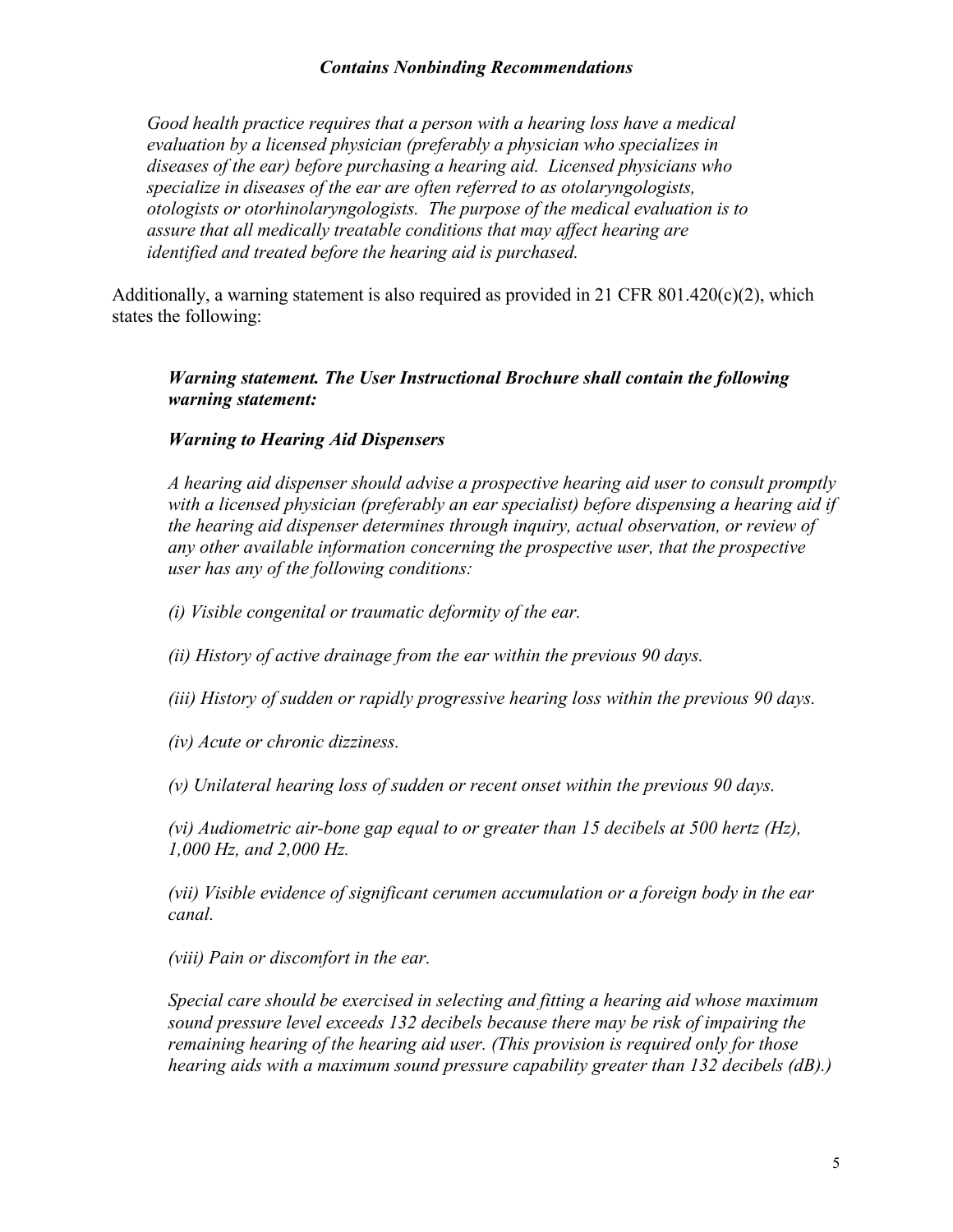*Good health practice requires that a person with a hearing loss have a medical evaluation by a licensed physician (preferably a physician who specializes in diseases of the ear) before purchasing a hearing aid. Licensed physicians who specialize in diseases of the ear are often referred to as otolaryngologists, otologists or otorhinolaryngologists. The purpose of the medical evaluation is to assure that all medically treatable conditions that may affect hearing are identified and treated before the hearing aid is purchased.*

Additionally, a warning statement is also required as provided in 21 CFR 801.420(c)(2), which states the following:

> ***Warning statement. The User Instructional Brochure shall contain the following warning statement:***
>
> ***Warning to Hearing Aid Dispensers***
>
> *A hearing aid dispenser should advise a prospective hearing aid user to consult promptly with a licensed physician (preferably an ear specialist) before dispensing a hearing aid if the hearing aid dispenser determines through inquiry, actual observation, or review of any other available information concerning the prospective user, that the prospective user has any of the following conditions:*
>
> *(i) Visible congenital or traumatic deformity of the ear.*
>
> *(ii) History of active drainage from the ear within the previous 90 days.*
>
> *(iii) History of sudden or rapidly progressive hearing loss within the previous 90 days.*
>
> *(iv) Acute or chronic dizziness.*
>
> *(v) Unilateral hearing loss of sudden or recent onset within the previous 90 days.*
>
> *(vi) Audiometric air-bone gap equal to or greater than 15 decibels at 500 hertz (Hz), 1,000 Hz, and 2,000 Hz.*
>
> *(vii) Visible evidence of significant cerumen accumulation or a foreign body in the ear canal.*
>
> *(viii) Pain or discomfort in the ear.*
>
> *Special care should be exercised in selecting and fitting a hearing aid whose maximum sound pressure level exceeds 132 decibels because there may be risk of impairing the remaining hearing of the hearing aid user. (This provision is required only for those hearing aids with a maximum sound pressure capability greater than 132 decibels (dB).)*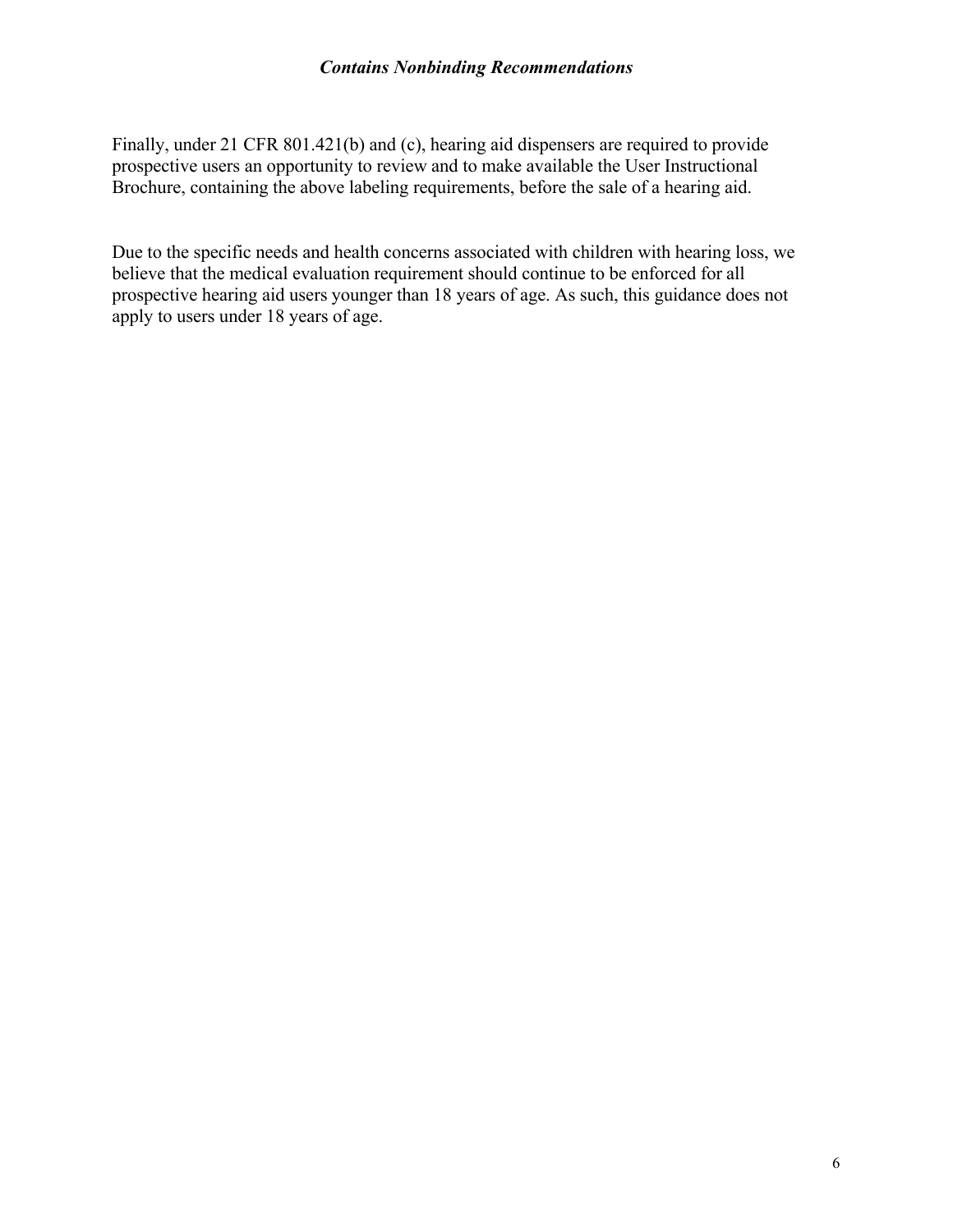Finally, under 21 CFR 801.421(b) and (c), hearing aid dispensers are required to provide prospective users an opportunity to review and to make available the User Instructional Brochure, containing the above labeling requirements, before the sale of a hearing aid.

Due to the specific needs and health concerns associated with children with hearing loss, we believe that the medical evaluation requirement should continue to be enforced for all prospective hearing aid users younger than 18 years of age. As such, this guidance does not apply to users under 18 years of age.